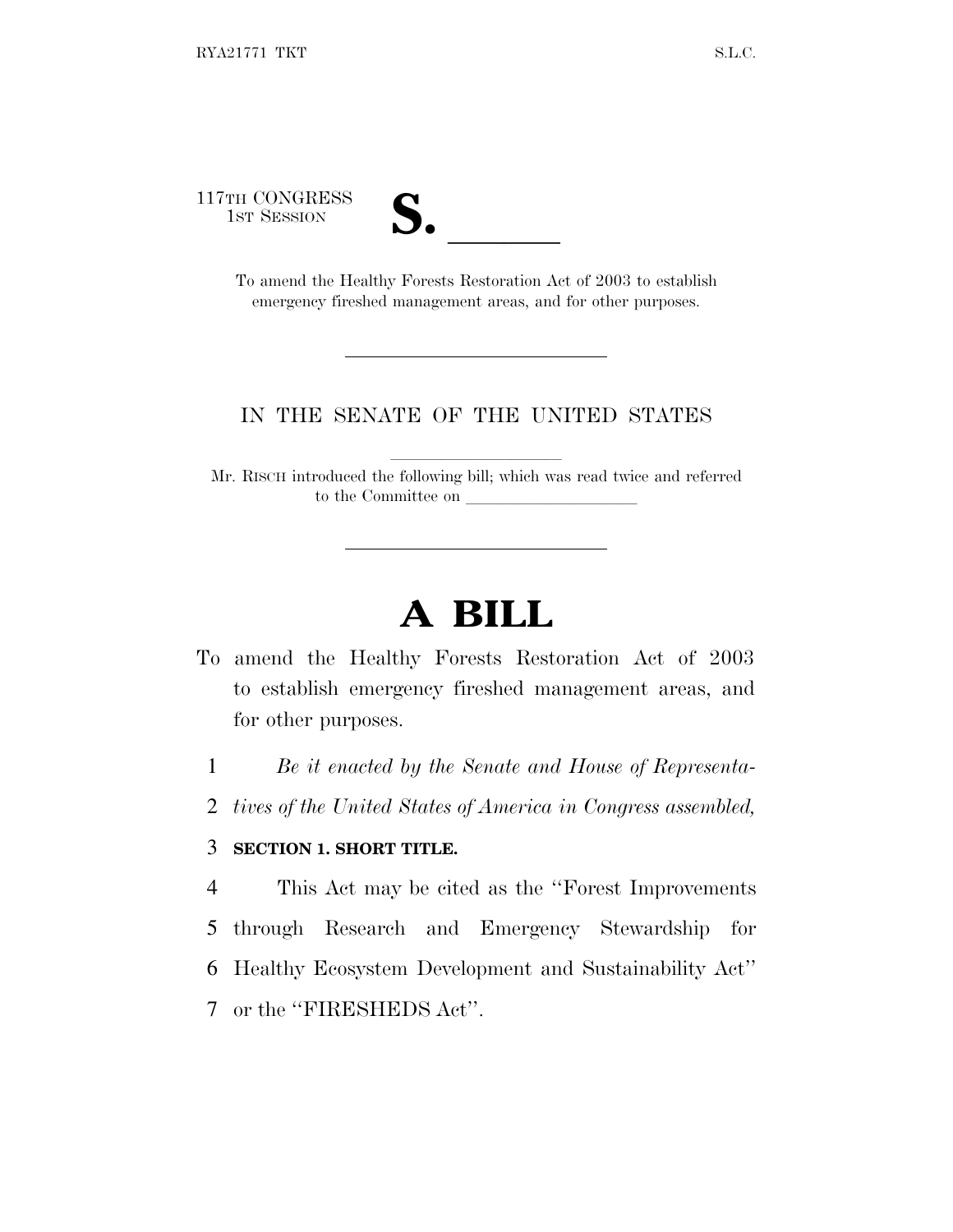117TH CONGRESS
1ST SESSION

# S. ______

To amend the Healthy Forests Restoration Act of 2003 to establish emergency fireshed management areas, and for other purposes.

IN THE SENATE OF THE UNITED STATES

Mr. RISCH introduced the following bill; which was read twice and referred to the Committee on ____________________

# A BILL

To amend the Healthy Forests Restoration Act of 2003 to establish emergency fireshed management areas, and for other purposes.

1 *Be it enacted by the Senate and House of Representa-*
2 *tives of the United States of America in Congress assembled,*

3 **SECTION 1. SHORT TITLE.**

4 This Act may be cited as the ''Forest Improvements
5 through Research and Emergency Stewardship for
6 Healthy Ecosystem Development and Sustainability Act''
7 or the ''FIRESHEDS Act''.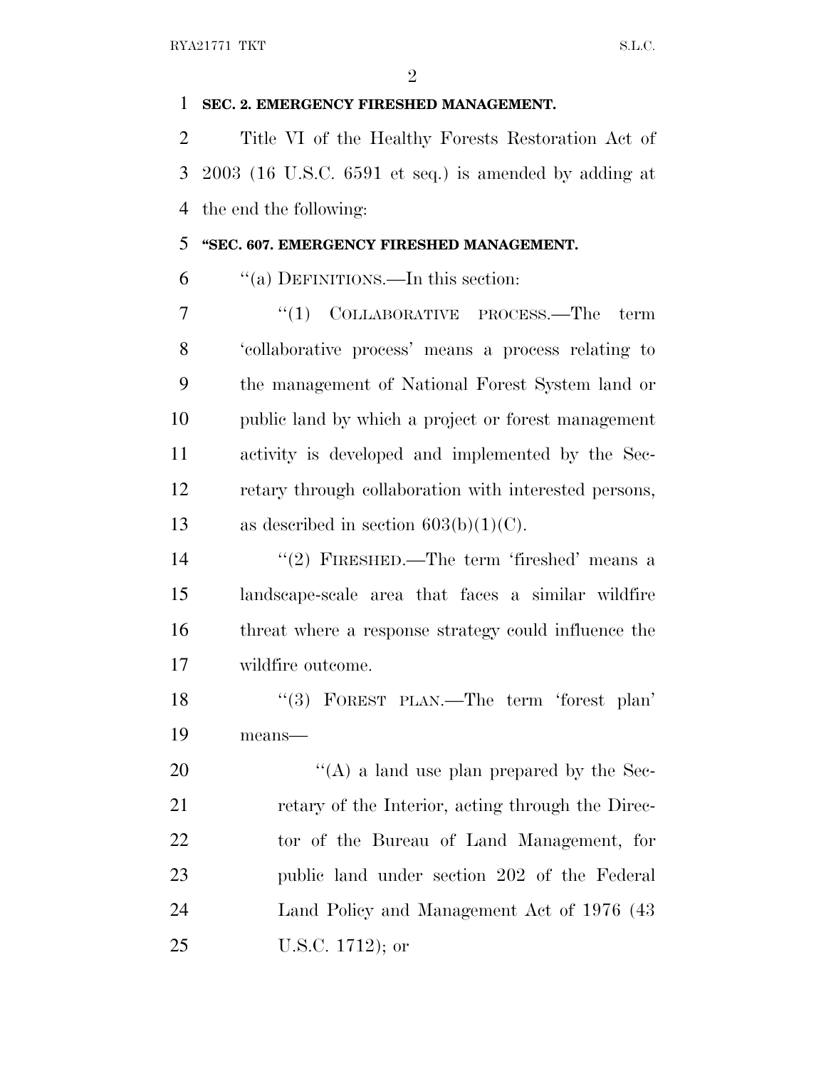**SEC. 2. EMERGENCY FIRESHED MANAGEMENT.**

Title VI of the Healthy Forests Restoration Act of 2003 (16 U.S.C. 6591 et seq.) is amended by adding at the end the following:

**"SEC. 607. EMERGENCY FIRESHED MANAGEMENT.**

"(a) DEFINITIONS.—In this section:

"(1) COLLABORATIVE PROCESS.—The term 'collaborative process' means a process relating to the management of National Forest System land or public land by which a project or forest management activity is developed and implemented by the Secretary through collaboration with interested persons, as described in section 603(b)(1)(C).

"(2) FIRESHED.—The term 'fireshed' means a landscape-scale area that faces a similar wildfire threat where a response strategy could influence the wildfire outcome.

"(3) FOREST PLAN.—The term 'forest plan' means—

"(A) a land use plan prepared by the Secretary of the Interior, acting through the Director of the Bureau of Land Management, for public land under section 202 of the Federal Land Policy and Management Act of 1976 (43 U.S.C. 1712); or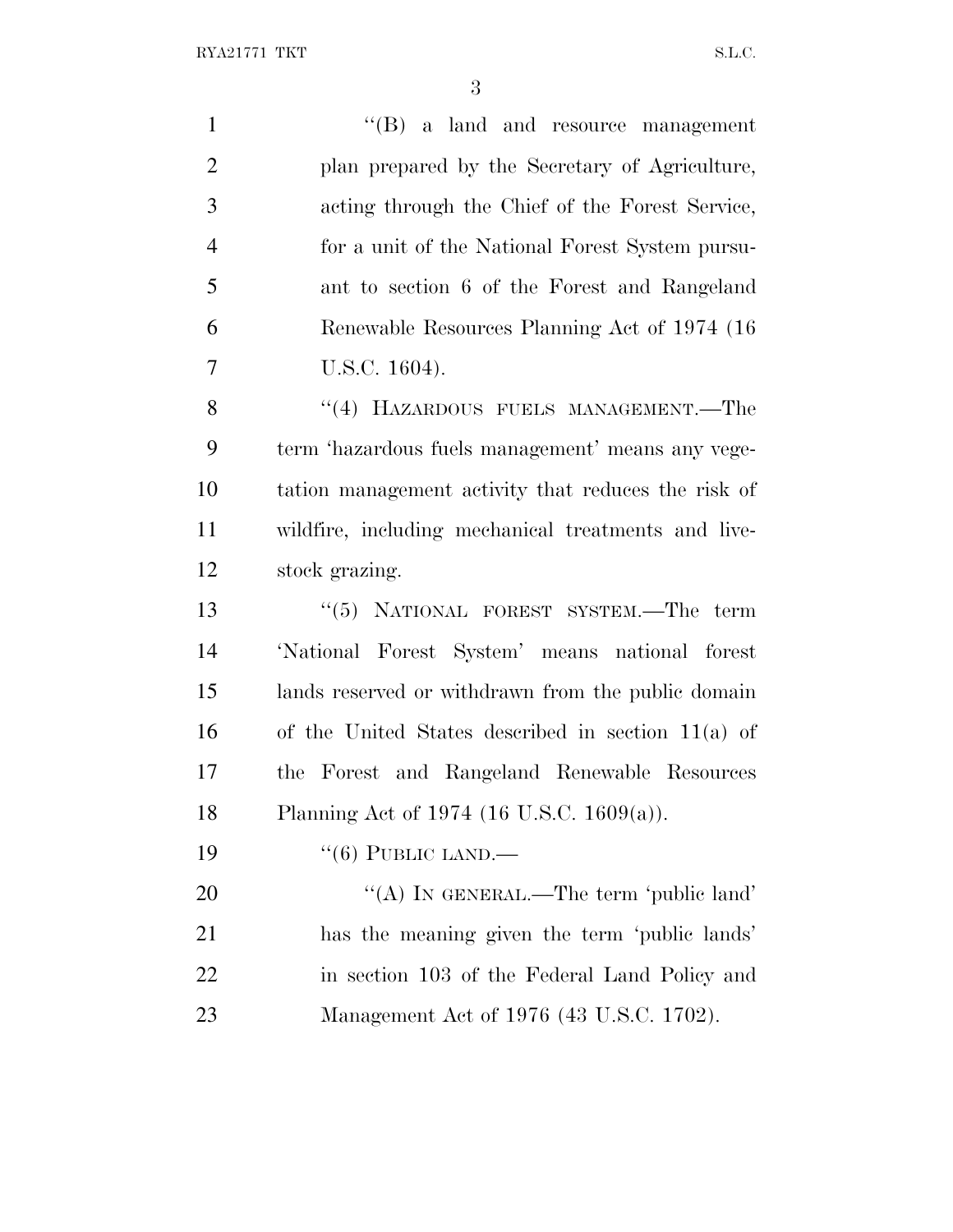"(B) a land and resource management plan prepared by the Secretary of Agriculture, acting through the Chief of the Forest Service, for a unit of the National Forest System pursuant to section 6 of the Forest and Rangeland Renewable Resources Planning Act of 1974 (16 U.S.C. 1604).

"(4) HAZARDOUS FUELS MANAGEMENT.—The term 'hazardous fuels management' means any vegetation management activity that reduces the risk of wildfire, including mechanical treatments and livestock grazing.

"(5) NATIONAL FOREST SYSTEM.—The term 'National Forest System' means national forest lands reserved or withdrawn from the public domain of the United States described in section 11(a) of the Forest and Rangeland Renewable Resources Planning Act of 1974 (16 U.S.C. 1609(a)).

"(6) PUBLIC LAND.—

"(A) IN GENERAL.—The term 'public land' has the meaning given the term 'public lands' in section 103 of the Federal Land Policy and Management Act of 1976 (43 U.S.C. 1702).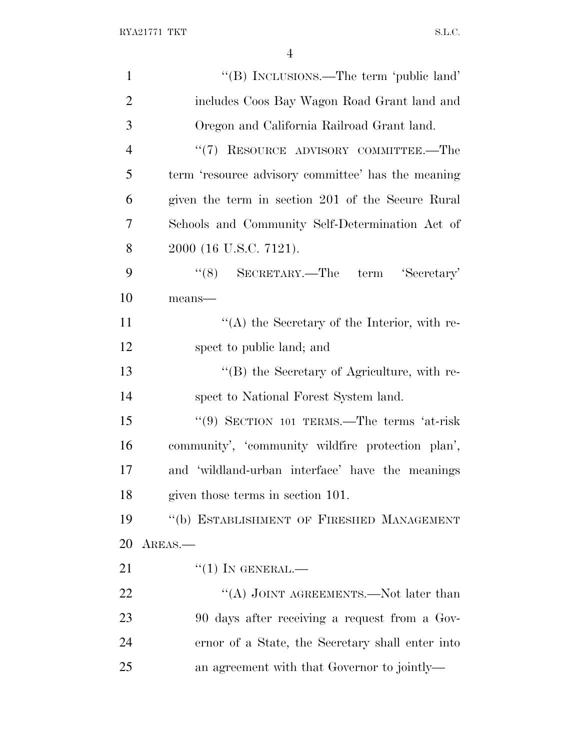''(B) INCLUSIONS.—The term 'public land' includes Coos Bay Wagon Road Grant land and Oregon and California Railroad Grant land.

''(7) RESOURCE ADVISORY COMMITTEE.—The term 'resource advisory committee' has the meaning given the term in section 201 of the Secure Rural Schools and Community Self-Determination Act of 2000 (16 U.S.C. 7121).

''(8) SECRETARY.—The term 'Secretary' means—

''(A) the Secretary of the Interior, with respect to public land; and

''(B) the Secretary of Agriculture, with respect to National Forest System land.

''(9) SECTION 101 TERMS.—The terms 'at-risk community', 'community wildfire protection plan', and 'wildland-urban interface' have the meanings given those terms in section 101.

''(b) ESTABLISHMENT OF FIRESHED MANAGEMENT AREAS.—

''(1) IN GENERAL.—

''(A) JOINT AGREEMENTS.—Not later than 90 days after receiving a request from a Governor of a State, the Secretary shall enter into an agreement with that Governor to jointly—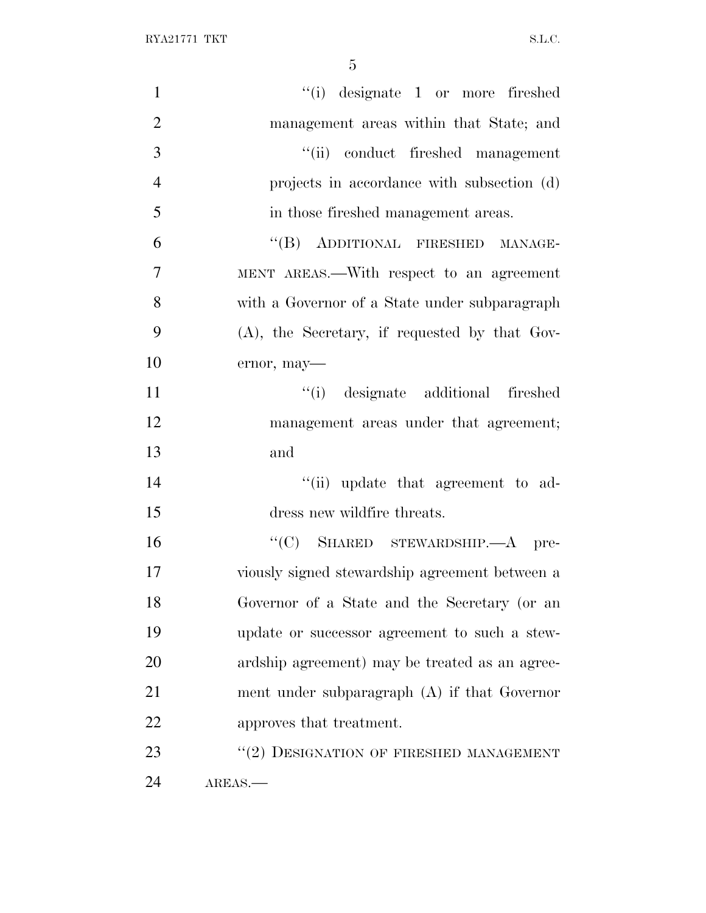''(i) designate 1 or more fireshed management areas within that State; and

''(ii) conduct fireshed management projects in accordance with subsection (d) in those fireshed management areas.

''(B) ADDITIONAL FIRESHED MANAGEMENT AREAS.—With respect to an agreement with a Governor of a State under subparagraph (A), the Secretary, if requested by that Governor, may—

''(i) designate additional fireshed management areas under that agreement; and

''(ii) update that agreement to address new wildfire threats.

''(C) SHARED STEWARDSHIP.—A previously signed stewardship agreement between a Governor of a State and the Secretary (or an update or successor agreement to such a stewardship agreement) may be treated as an agreement under subparagraph (A) if that Governor approves that treatment.

''(2) DESIGNATION OF FIRESHED MANAGEMENT AREAS.—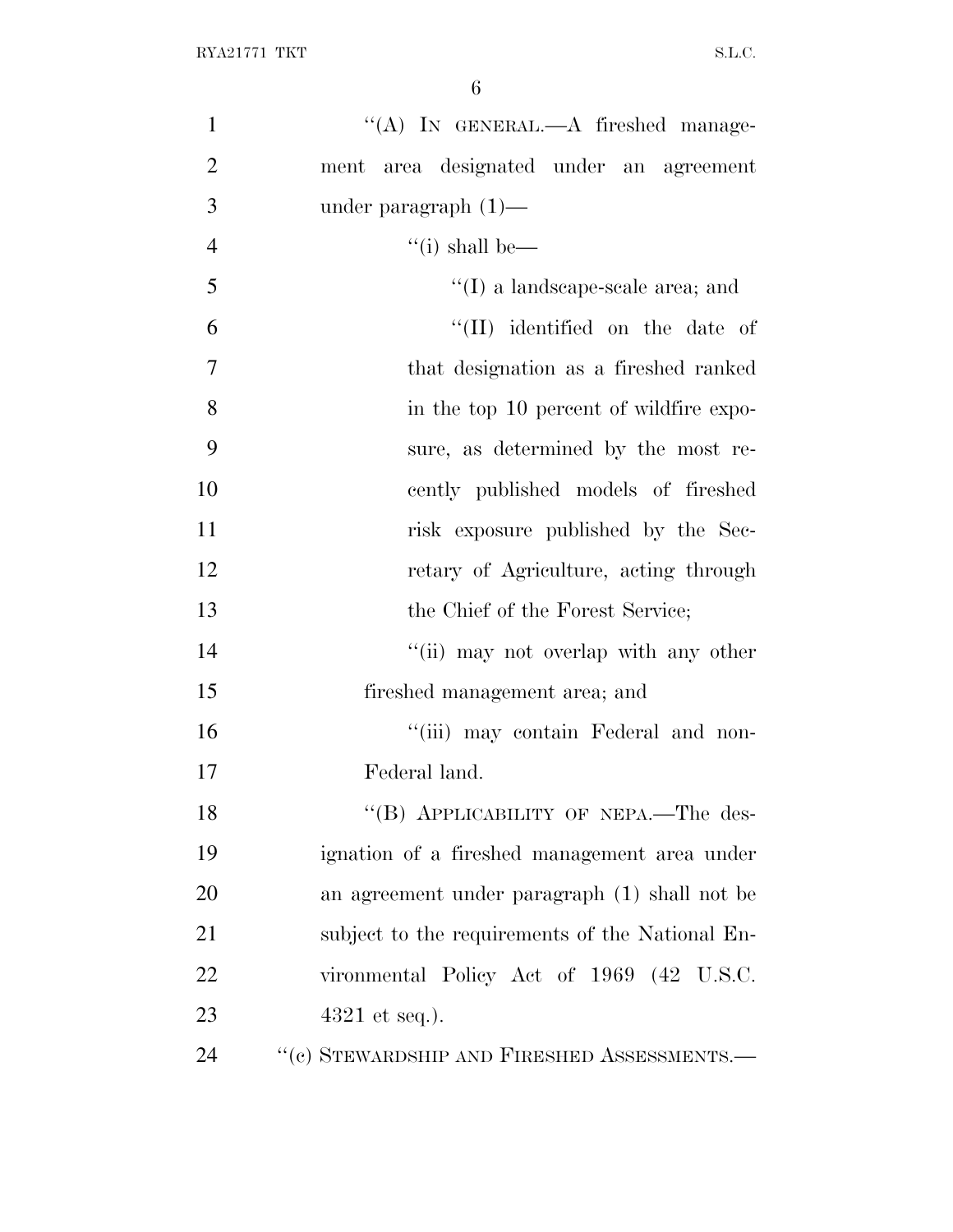"(A) IN GENERAL.—A fireshed management area designated under an agreement under paragraph (1)—

"(i) shall be—

"(I) a landscape-scale area; and

"(II) identified on the date of that designation as a fireshed ranked in the top 10 percent of wildfire exposure, as determined by the most recently published models of fireshed risk exposure published by the Secretary of Agriculture, acting through the Chief of the Forest Service;

"(ii) may not overlap with any other fireshed management area; and

"(iii) may contain Federal and non-Federal land.

"(B) APPLICABILITY OF NEPA.—The designation of a fireshed management area under an agreement under paragraph (1) shall not be subject to the requirements of the National Environmental Policy Act of 1969 (42 U.S.C. 4321 et seq.).

"(c) STEWARDSHIP AND FIRESHED ASSESSMENTS.—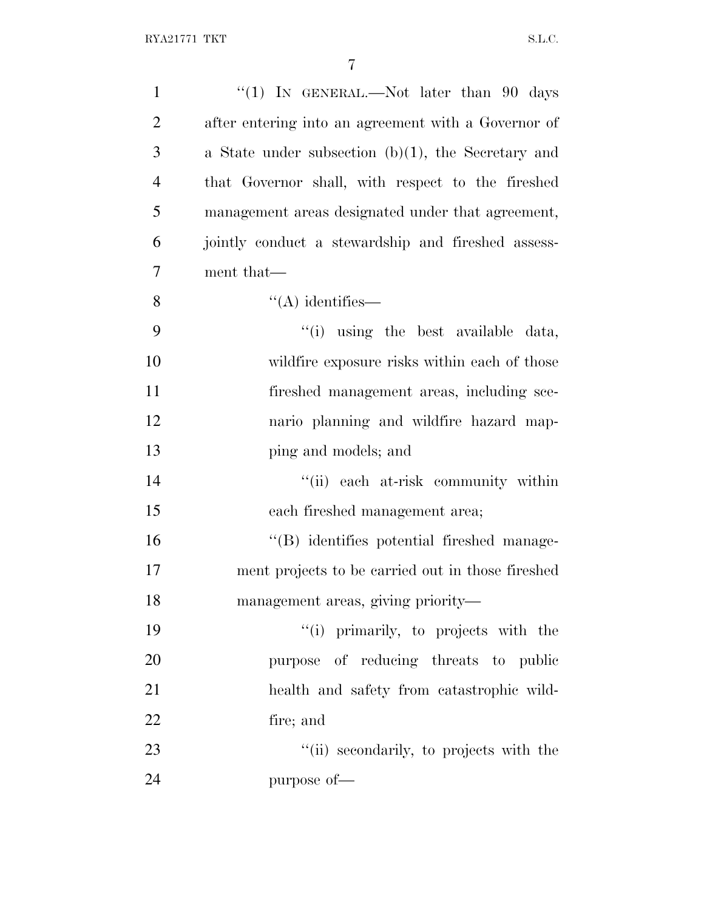''(1) IN GENERAL.—Not later than 90 days after entering into an agreement with a Governor of a State under subsection (b)(1), the Secretary and that Governor shall, with respect to the fireshed management areas designated under that agreement, jointly conduct a stewardship and fireshed assessment that—

''(A) identifies—

''(i) using the best available data, wildfire exposure risks within each of those fireshed management areas, including scenario planning and wildfire hazard mapping and models; and

''(ii) each at-risk community within each fireshed management area;

''(B) identifies potential fireshed management projects to be carried out in those fireshed management areas, giving priority—

''(i) primarily, to projects with the purpose of reducing threats to public health and safety from catastrophic wildfire; and

''(ii) secondarily, to projects with the purpose of—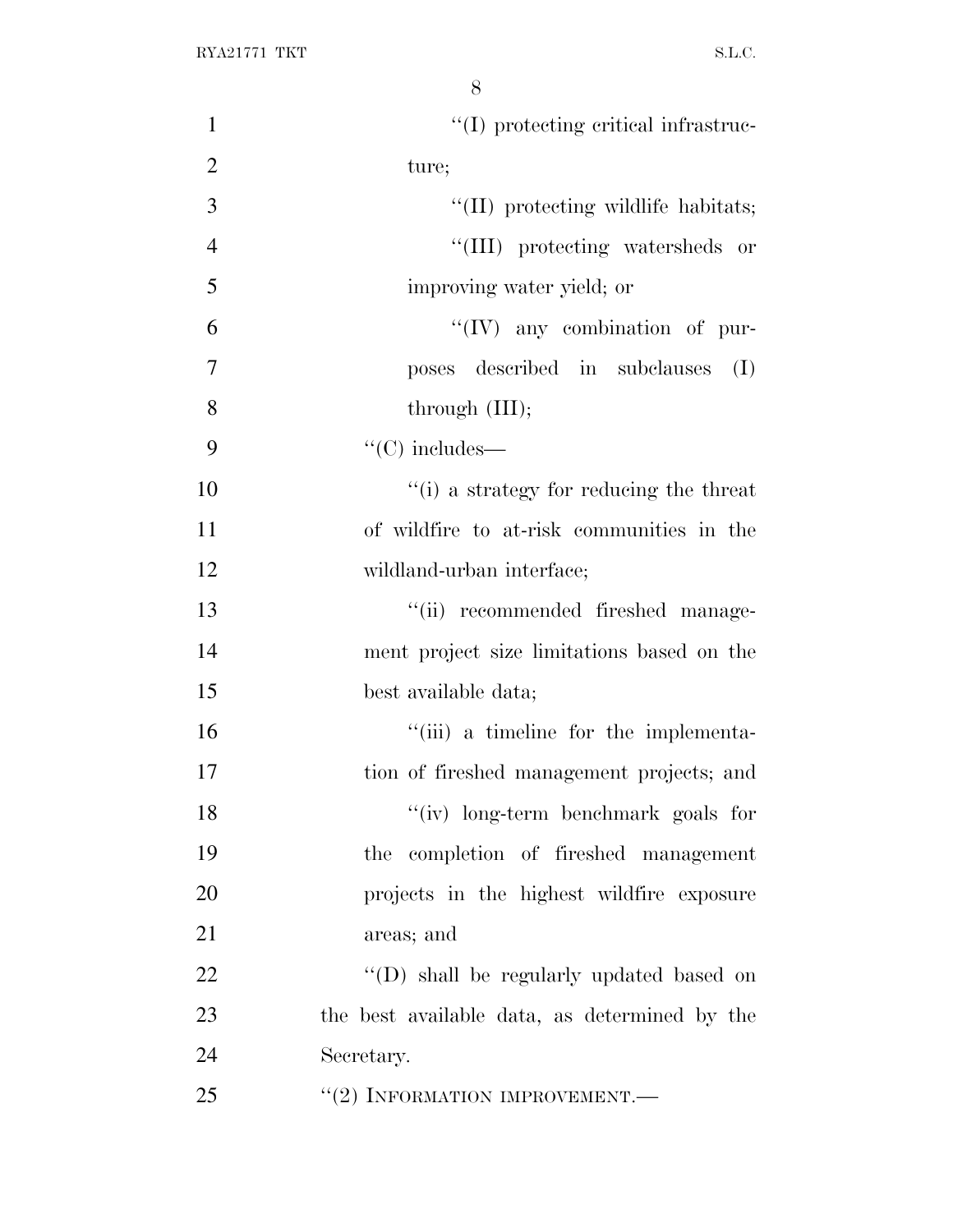"(I) protecting critical infrastructure;

"(II) protecting wildlife habitats;

"(III) protecting watersheds or improving water yield; or

"(IV) any combination of purposes described in subclauses (I) through (III);

"(C) includes—

"(i) a strategy for reducing the threat of wildfire to at-risk communities in the wildland-urban interface;

"(ii) recommended fireshed management project size limitations based on the best available data;

"(iii) a timeline for the implementation of fireshed management projects; and

"(iv) long-term benchmark goals for the completion of fireshed management projects in the highest wildfire exposure areas; and

"(D) shall be regularly updated based on the best available data, as determined by the Secretary.

"(2) INFORMATION IMPROVEMENT.—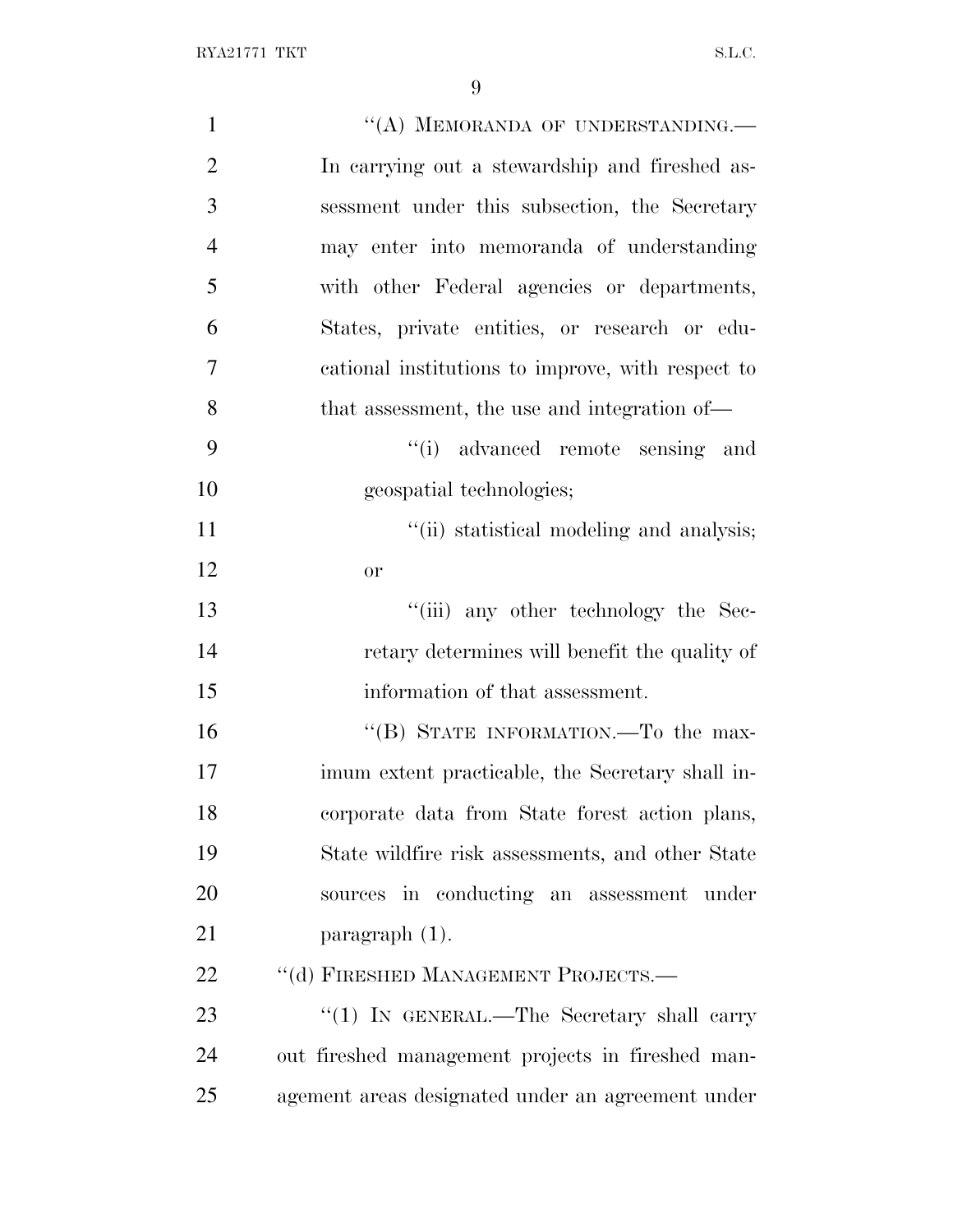"(A) MEMORANDA OF UNDERSTANDING.—In carrying out a stewardship and fireshed assessment under this subsection, the Secretary may enter into memoranda of understanding with other Federal agencies or departments, States, private entities, or research or educational institutions to improve, with respect to that assessment, the use and integration of—

"(i) advanced remote sensing and geospatial technologies;

"(ii) statistical modeling and analysis; or

"(iii) any other technology the Secretary determines will benefit the quality of information of that assessment.

"(B) STATE INFORMATION.—To the maximum extent practicable, the Secretary shall incorporate data from State forest action plans, State wildfire risk assessments, and other State sources in conducting an assessment under paragraph (1).

"(d) FIRESHED MANAGEMENT PROJECTS.—

"(1) IN GENERAL.—The Secretary shall carry out fireshed management projects in fireshed management areas designated under an agreement under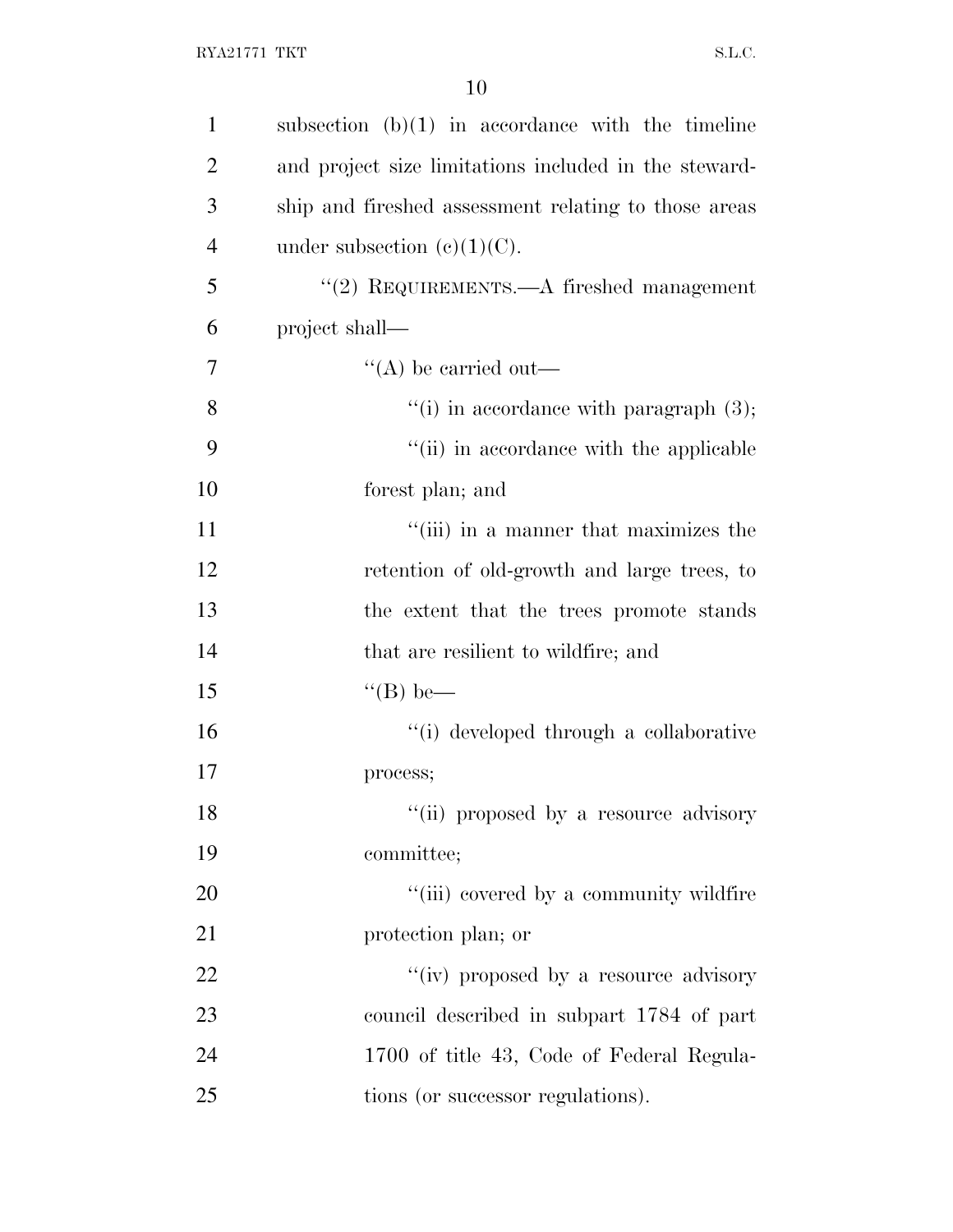subsection (b)(1) in accordance with the timeline and project size limitations included in the stewardship and fireshed assessment relating to those areas under subsection (c)(1)(C).

"(2) REQUIREMENTS.—A fireshed management project shall—

"(A) be carried out—

"(i) in accordance with paragraph (3);

"(ii) in accordance with the applicable forest plan; and

"(iii) in a manner that maximizes the retention of old-growth and large trees, to the extent that the trees promote stands that are resilient to wildfire; and

"(B) be—

"(i) developed through a collaborative process;

"(ii) proposed by a resource advisory committee;

"(iii) covered by a community wildfire protection plan; or

"(iv) proposed by a resource advisory council described in subpart 1784 of part 1700 of title 43, Code of Federal Regulations (or successor regulations).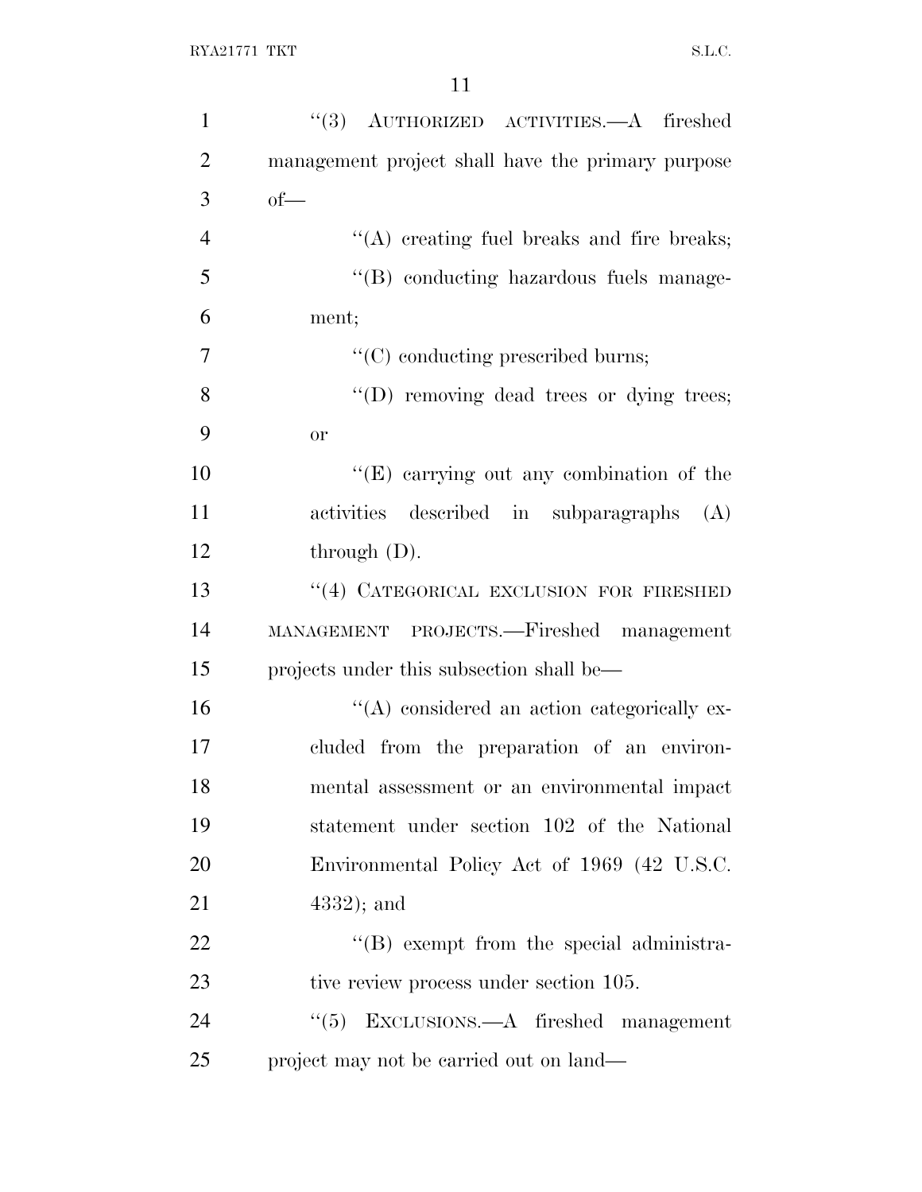''(3) AUTHORIZED ACTIVITIES.—A fireshed management project shall have the primary purpose of—

''(A) creating fuel breaks and fire breaks;

''(B) conducting hazardous fuels management;

''(C) conducting prescribed burns;

''(D) removing dead trees or dying trees; or

''(E) carrying out any combination of the activities described in subparagraphs (A) through (D).

''(4) CATEGORICAL EXCLUSION FOR FIRESHED MANAGEMENT PROJECTS.—Fireshed management projects under this subsection shall be—

''(A) considered an action categorically excluded from the preparation of an environmental assessment or an environmental impact statement under section 102 of the National Environmental Policy Act of 1969 (42 U.S.C. 4332); and

''(B) exempt from the special administrative review process under section 105.

''(5) EXCLUSIONS.—A fireshed management project may not be carried out on land—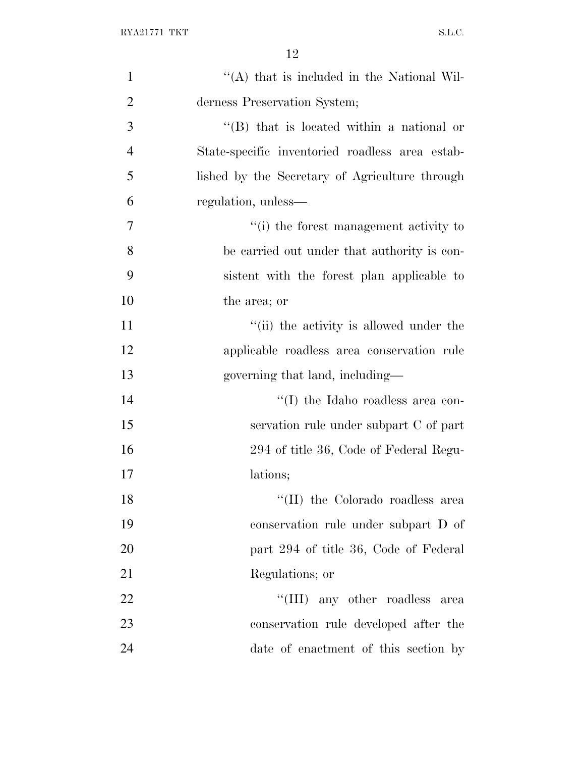''(A) that is included in the National Wilderness Preservation System;

''(B) that is located within a national or State-specific inventoried roadless area established by the Secretary of Agriculture through regulation, unless—

''(i) the forest management activity to be carried out under that authority is consistent with the forest plan applicable to the area; or

''(ii) the activity is allowed under the applicable roadless area conservation rule governing that land, including—

''(I) the Idaho roadless area conservation rule under subpart C of part 294 of title 36, Code of Federal Regulations;

''(II) the Colorado roadless area conservation rule under subpart D of part 294 of title 36, Code of Federal Regulations; or

''(III) any other roadless area conservation rule developed after the date of enactment of this section by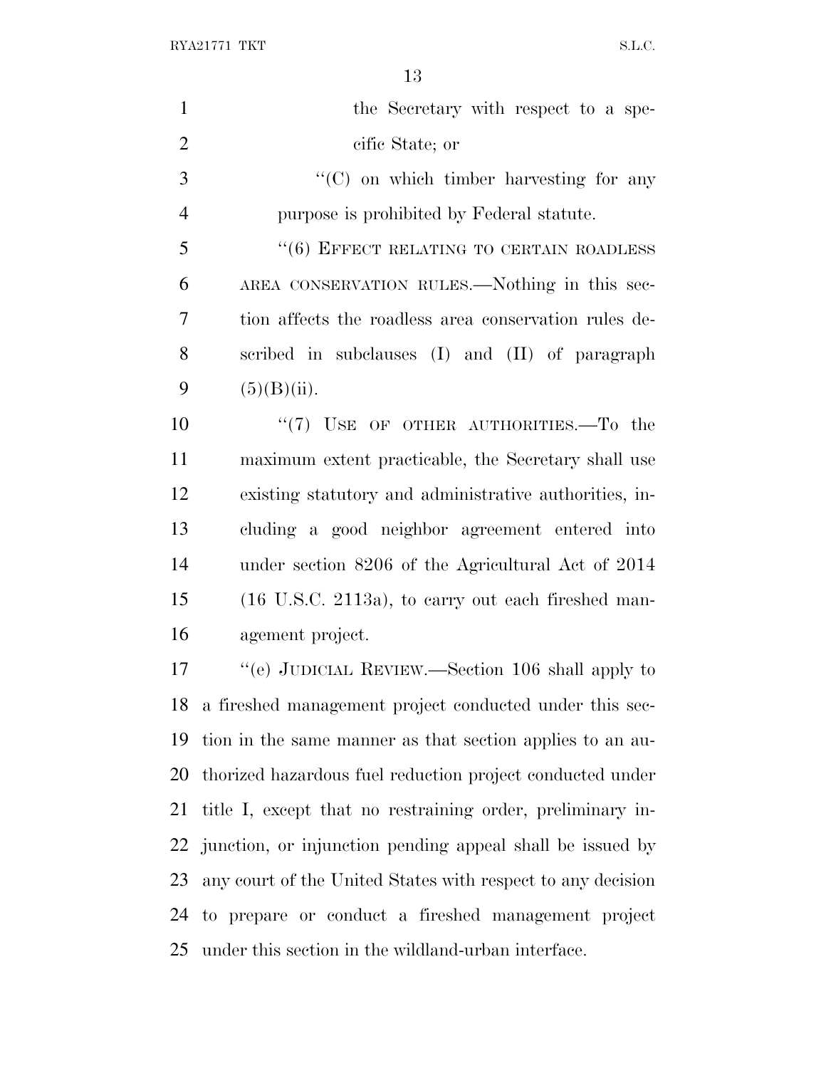the Secretary with respect to a specific State; or

"(C) on which timber harvesting for any purpose is prohibited by Federal statute.

"(6) EFFECT RELATING TO CERTAIN ROADLESS AREA CONSERVATION RULES.—Nothing in this section affects the roadless area conservation rules described in subclauses (I) and (II) of paragraph (5)(B)(ii).

"(7) USE OF OTHER AUTHORITIES.—To the maximum extent practicable, the Secretary shall use existing statutory and administrative authorities, including a good neighbor agreement entered into under section 8206 of the Agricultural Act of 2014 (16 U.S.C. 2113a), to carry out each fireshed management project.

"(e) JUDICIAL REVIEW.—Section 106 shall apply to a fireshed management project conducted under this section in the same manner as that section applies to an authorized hazardous fuel reduction project conducted under title I, except that no restraining order, preliminary injunction, or injunction pending appeal shall be issued by any court of the United States with respect to any decision to prepare or conduct a fireshed management project under this section in the wildland-urban interface.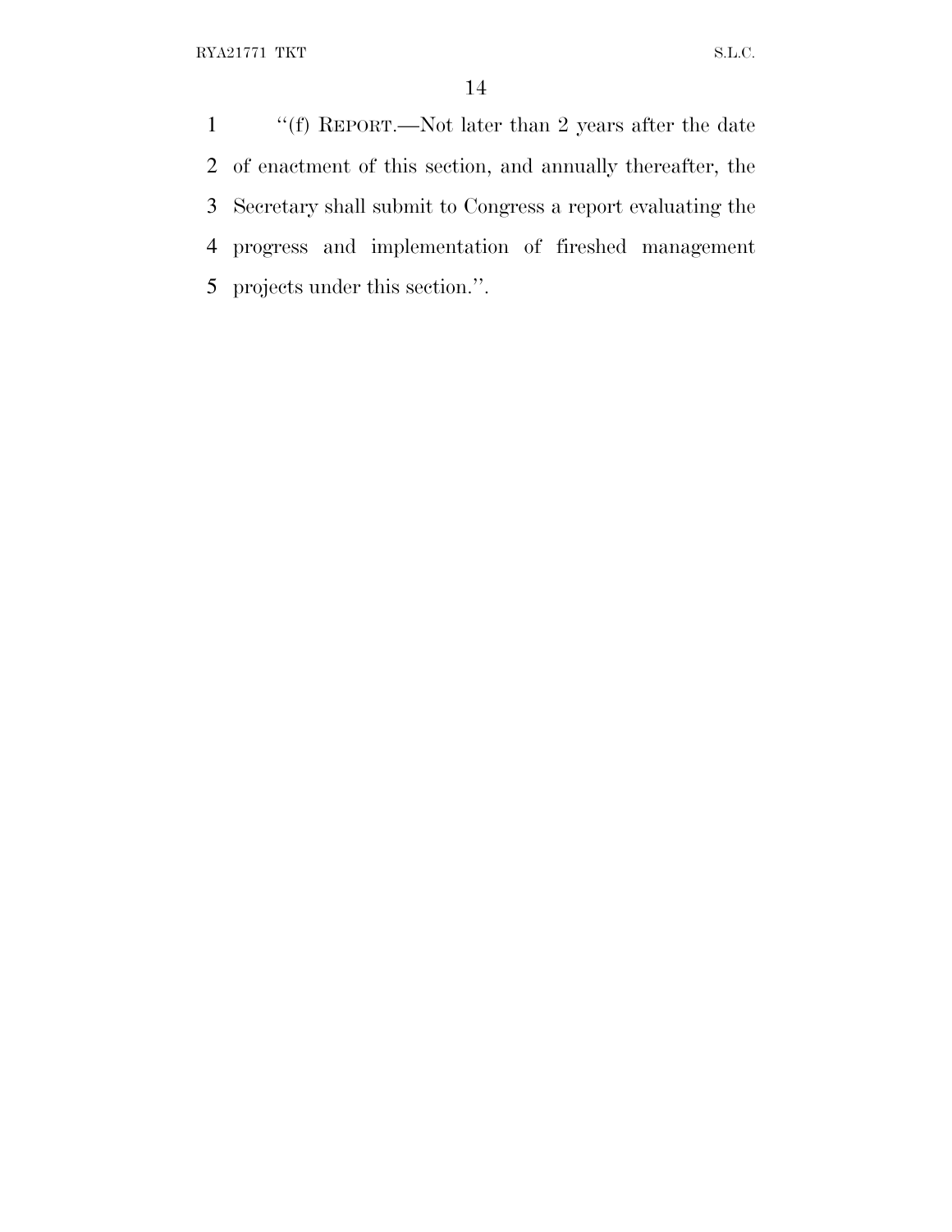''(f) REPORT.—Not later than 2 years after the date of enactment of this section, and annually thereafter, the Secretary shall submit to Congress a report evaluating the progress and implementation of fireshed management projects under this section.''.